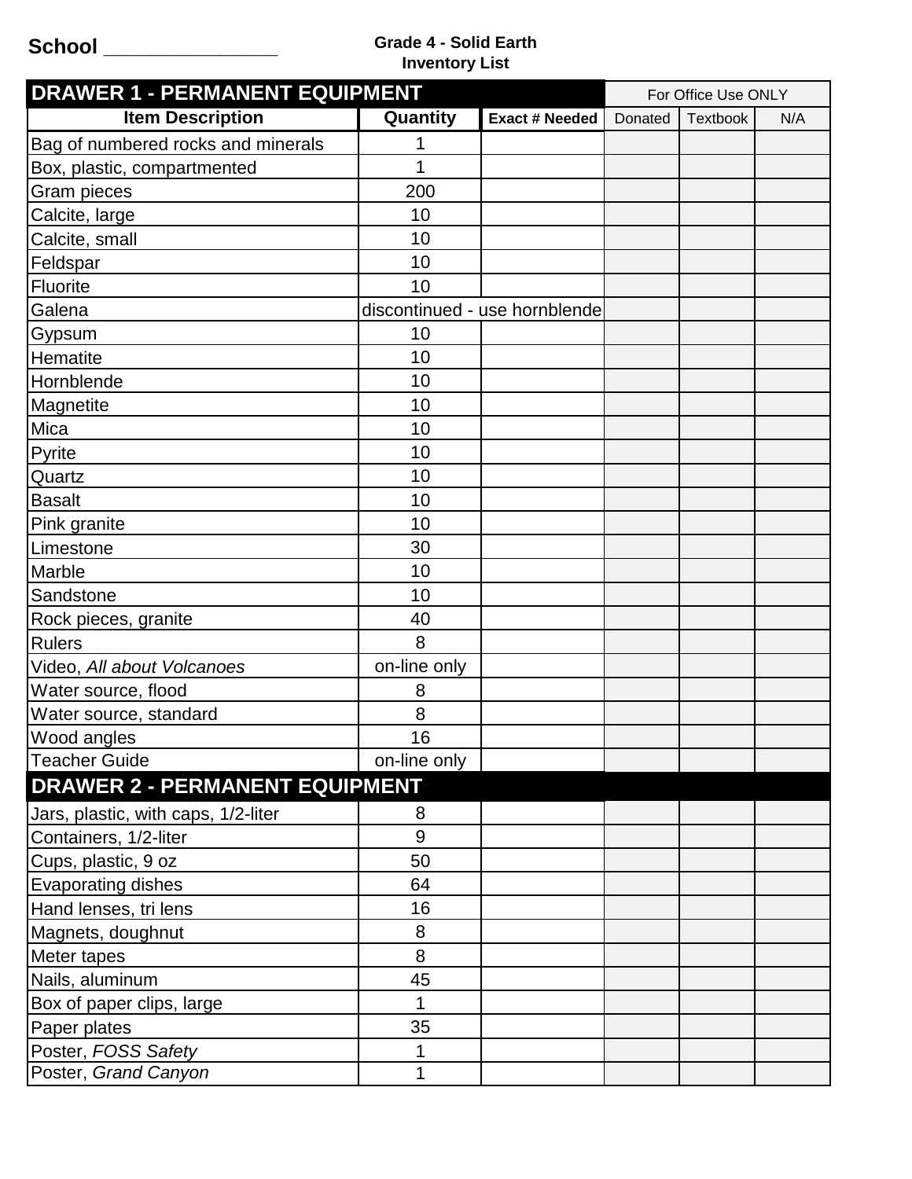**School ______________**

**Grade 4 - Solid Earth**
**Inventory List**

| DRAWER 1 - PERMANENT EQUIPMENT | | | For Office Use ONLY | | |
|---|---|---|---|---|---|
| **Item Description** | **Quantity** | **Exact # Needed** | Donated | Textbook | N/A |
| Bag of numbered rocks and minerals | 1 | | | | |
| Box, plastic, compartmented | 1 | | | | |
| Gram pieces | 200 | | | | |
| Calcite, large | 10 | | | | |
| Calcite, small | 10 | | | | |
| Feldspar | 10 | | | | |
| Fluorite | 10 | | | | |
| Galena | discontinued - use hornblende | | | | |
| Gypsum | 10 | | | | |
| Hematite | 10 | | | | |
| Hornblende | 10 | | | | |
| Magnetite | 10 | | | | |
| Mica | 10 | | | | |
| Pyrite | 10 | | | | |
| Quartz | 10 | | | | |
| Basalt | 10 | | | | |
| Pink granite | 10 | | | | |
| Limestone | 30 | | | | |
| Marble | 10 | | | | |
| Sandstone | 10 | | | | |
| Rock pieces, granite | 40 | | | | |
| Rulers | 8 | | | | |
| Video, *All about Volcanoes* | on-line only | | | | |
| Water source, flood | 8 | | | | |
| Water source, standard | 8 | | | | |
| Wood angles | 16 | | | | |
| Teacher Guide | on-line only | | | | |
| **DRAWER 2 - PERMANENT EQUIPMENT** | | | | | |
| Jars, plastic, with caps, 1/2-liter | 8 | | | | |
| Containers, 1/2-liter | 9 | | | | |
| Cups, plastic, 9 oz | 50 | | | | |
| Evaporating dishes | 64 | | | | |
| Hand lenses, tri lens | 16 | | | | |
| Magnets, doughnut | 8 | | | | |
| Meter tapes | 8 | | | | |
| Nails, aluminum | 45 | | | | |
| Box of paper clips, large | 1 | | | | |
| Paper plates | 35 | | | | |
| Poster, *FOSS Safety* | 1 | | | | |
| Poster, *Grand Canyon* | 1 | | | | |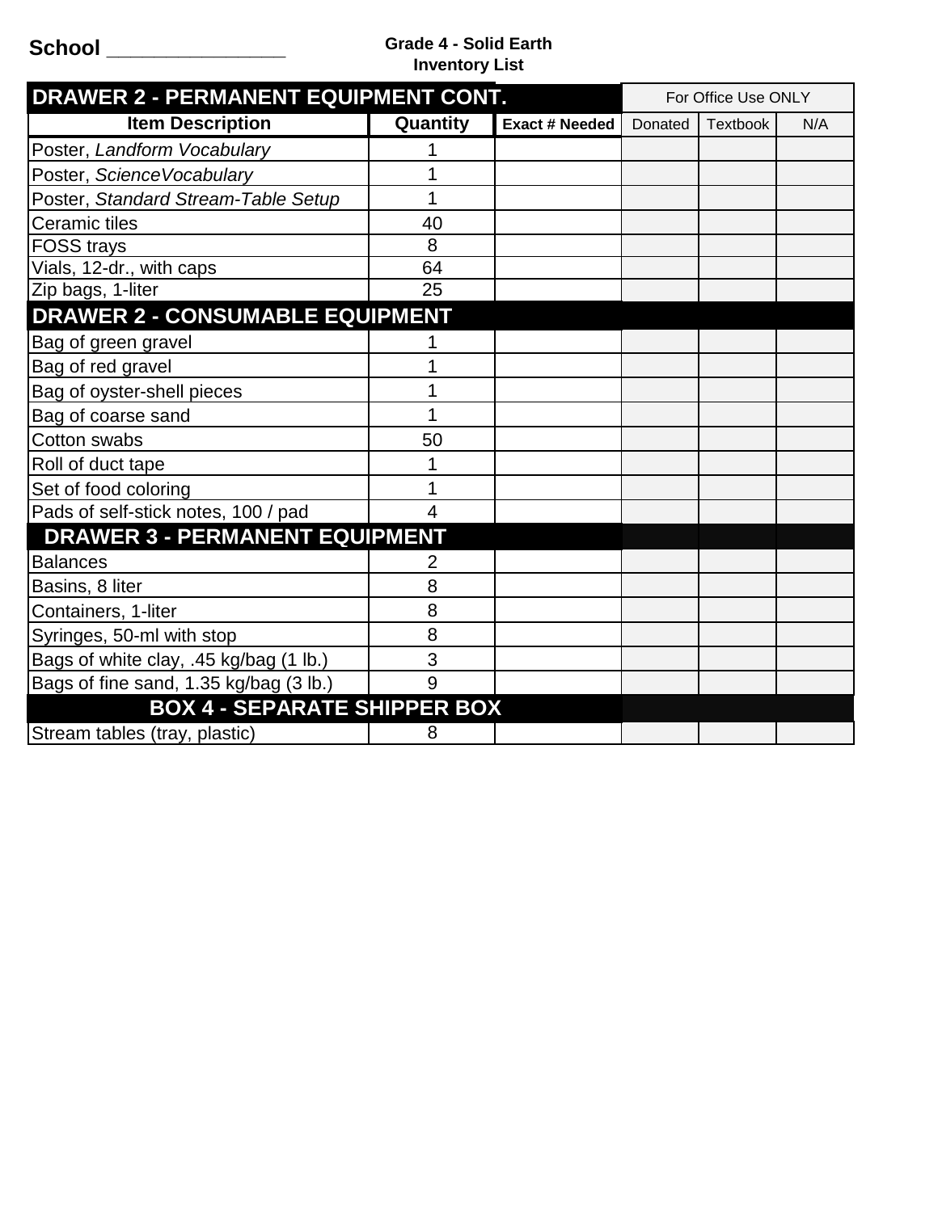School _______________

**Grade 4 - Solid Earth**
**Inventory List**

| DRAWER 2 - PERMANENT EQUIPMENT CONT. | | | For Office Use ONLY | | |
|---|---|---|---|---|---|
| **Item Description** | **Quantity** | **Exact # Needed** | Donated | Textbook | N/A |
| Poster, *Landform Vocabulary* | 1 | | | | |
| Poster, *ScienceVocabulary* | 1 | | | | |
| Poster, *Standard Stream-Table Setup* | 1 | | | | |
| Ceramic tiles | 40 | | | | |
| FOSS trays | 8 | | | | |
| Vials, 12-dr., with caps | 64 | | | | |
| Zip bags, 1-liter | 25 | | | | |
| **DRAWER 2 - CONSUMABLE EQUIPMENT** | | | | | |
| Bag of green gravel | 1 | | | | |
| Bag of red gravel | 1 | | | | |
| Bag of oyster-shell pieces | 1 | | | | |
| Bag of coarse sand | 1 | | | | |
| Cotton swabs | 50 | | | | |
| Roll of duct tape | 1 | | | | |
| Set of food coloring | 1 | | | | |
| Pads of self-stick notes, 100 / pad | 4 | | | | |
| **DRAWER 3 - PERMANENT EQUIPMENT** | | | | | |
| Balances | 2 | | | | |
| Basins, 8 liter | 8 | | | | |
| Containers, 1-liter | 8 | | | | |
| Syringes, 50-ml with stop | 8 | | | | |
| Bags of white clay, .45 kg/bag (1 lb.) | 3 | | | | |
| Bags of fine sand, 1.35 kg/bag (3 lb.) | 9 | | | | |
| **BOX 4 - SEPARATE SHIPPER BOX** | | | | | |
| Stream tables (tray, plastic) | 8 | | | | |